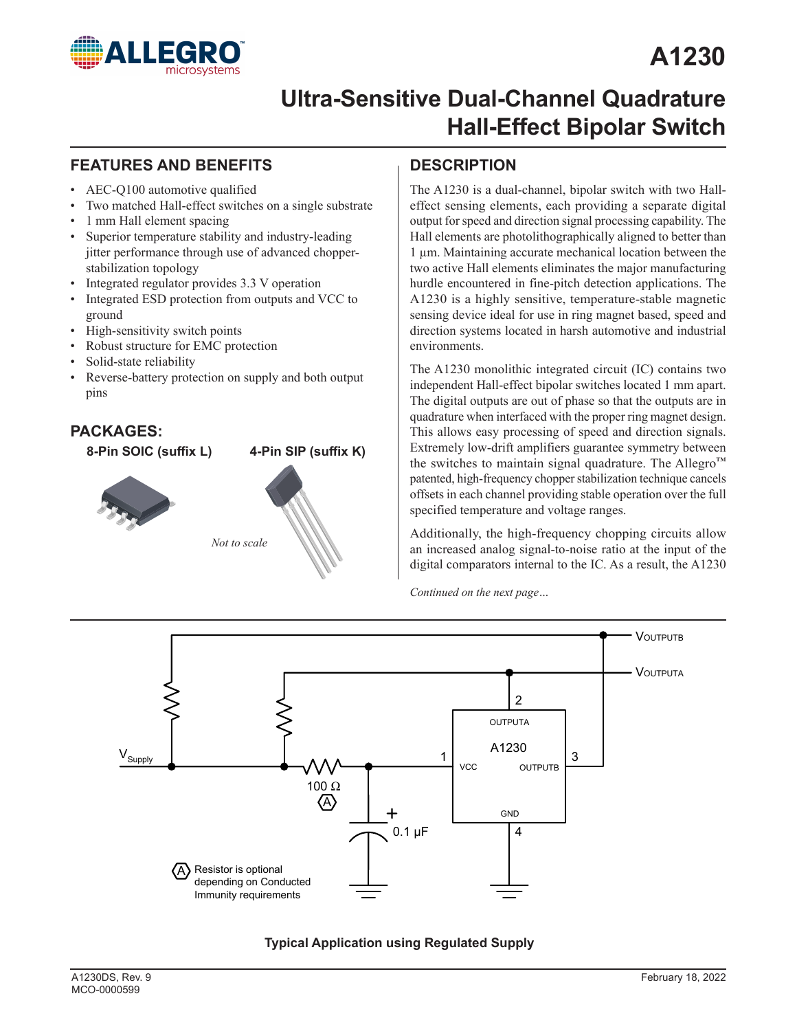# A1230

# Ultra-Sensitive Dual-Channel Quadrature Hall-Effect Bipolar Switch

## FEATURES AND BENEFITS

- AEC-Q100 automotive qualified
- Two matched Hall-effect switches on a single substrate
- 1 mm Hall element spacing
- Superior temperature stability and industry-leading jitter performance through use of advanced chopper-stabilization topology
- Integrated regulator provides 3.3 V operation
- Integrated ESD protection from outputs and VCC to ground
- High-sensitivity switch points
- Robust structure for EMC protection
- Solid-state reliability
- Reverse-battery protection on supply and both output pins

## PACKAGES:

**8-Pin SOIC (suffix L)** **4-Pin SIP (suffix K)**

*Not to scale*

## DESCRIPTION

The A1230 is a dual-channel, bipolar switch with two Hall-effect sensing elements, each providing a separate digital output for speed and direction signal processing capability. The Hall elements are photolithographically aligned to better than 1 µm. Maintaining accurate mechanical location between the two active Hall elements eliminates the major manufacturing hurdle encountered in fine-pitch detection applications. The A1230 is a highly sensitive, temperature-stable magnetic sensing device ideal for use in ring magnet based, speed and direction systems located in harsh automotive and industrial environments.

The A1230 monolithic integrated circuit (IC) contains two independent Hall-effect bipolar switches located 1 mm apart. The digital outputs are out of phase so that the outputs are in quadrature when interfaced with the proper ring magnet design. This allows easy processing of speed and direction signals. Extremely low-drift amplifiers guarantee symmetry between the switches to maintain signal quadrature. The Allegro™ patented, high-frequency chopper stabilization technique cancels offsets in each channel providing stable operation over the full specified temperature and voltage ranges.

Additionally, the high-frequency chopping circuits allow an increased analog signal-to-noise ratio at the input of the digital comparators internal to the IC. As a result, the A1230

*Continued on the next page…*

$V_{OUTPUTB}$, $V_{OUTPUTA}$, $V_{Supply}$, 100 Ω (A), 0.1 µF, A1230: 1 VCC, 2 OUTPUTA, 3 OUTPUTB, 4 GND

(A) Resistor is optional depending on Conducted Immunity requirements

**Typical Application using Regulated Supply**

A1230DS, Rev. 9
MCO-0000599

February 18, 2022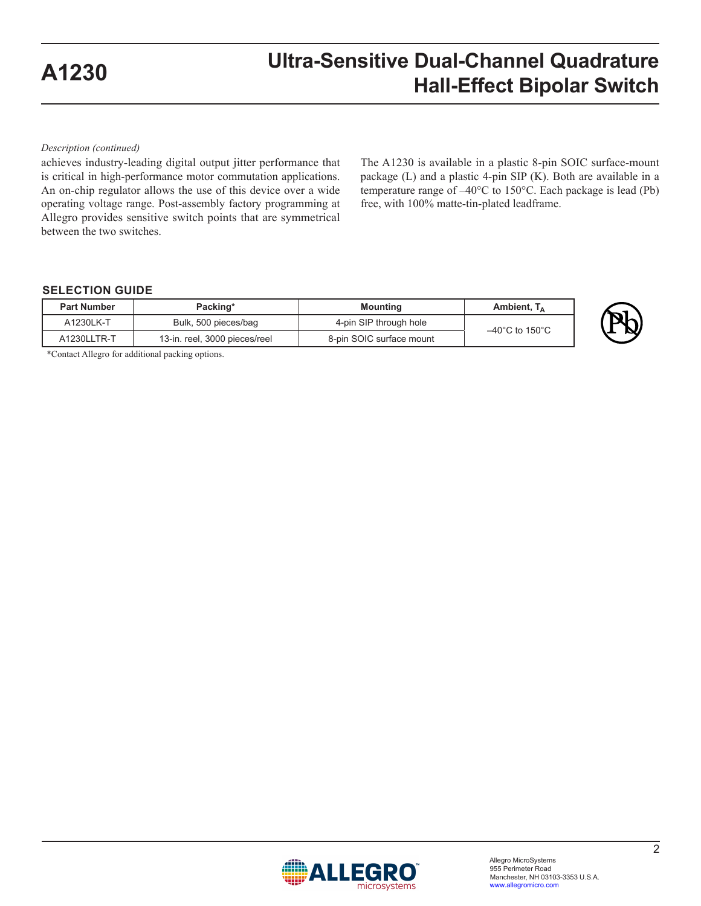*Description (continued)*

achieves industry-leading digital output jitter performance that is critical in high-performance motor commutation applications. An on-chip regulator allows the use of this device over a wide operating voltage range. Post-assembly factory programming at Allegro provides sensitive switch points that are symmetrical between the two switches.

The A1230 is available in a plastic 8-pin SOIC surface-mount package (L) and a plastic 4-pin SIP (K). Both are available in a temperature range of –40°C to 150°C. Each package is lead (Pb) free, with 100% matte-tin-plated leadframe.

## SELECTION GUIDE

| Part Number | Packing* | Mounting | Ambient, $T_A$ |
|---|---|---|---|
| A1230LK-T | Bulk, 500 pieces/bag | 4-pin SIP through hole | –40°C to 150°C |
| A1230LLTR-T | 13-in. reel, 3000 pieces/reel | 8-pin SOIC surface mount | |

*Contact Allegro for additional packing options.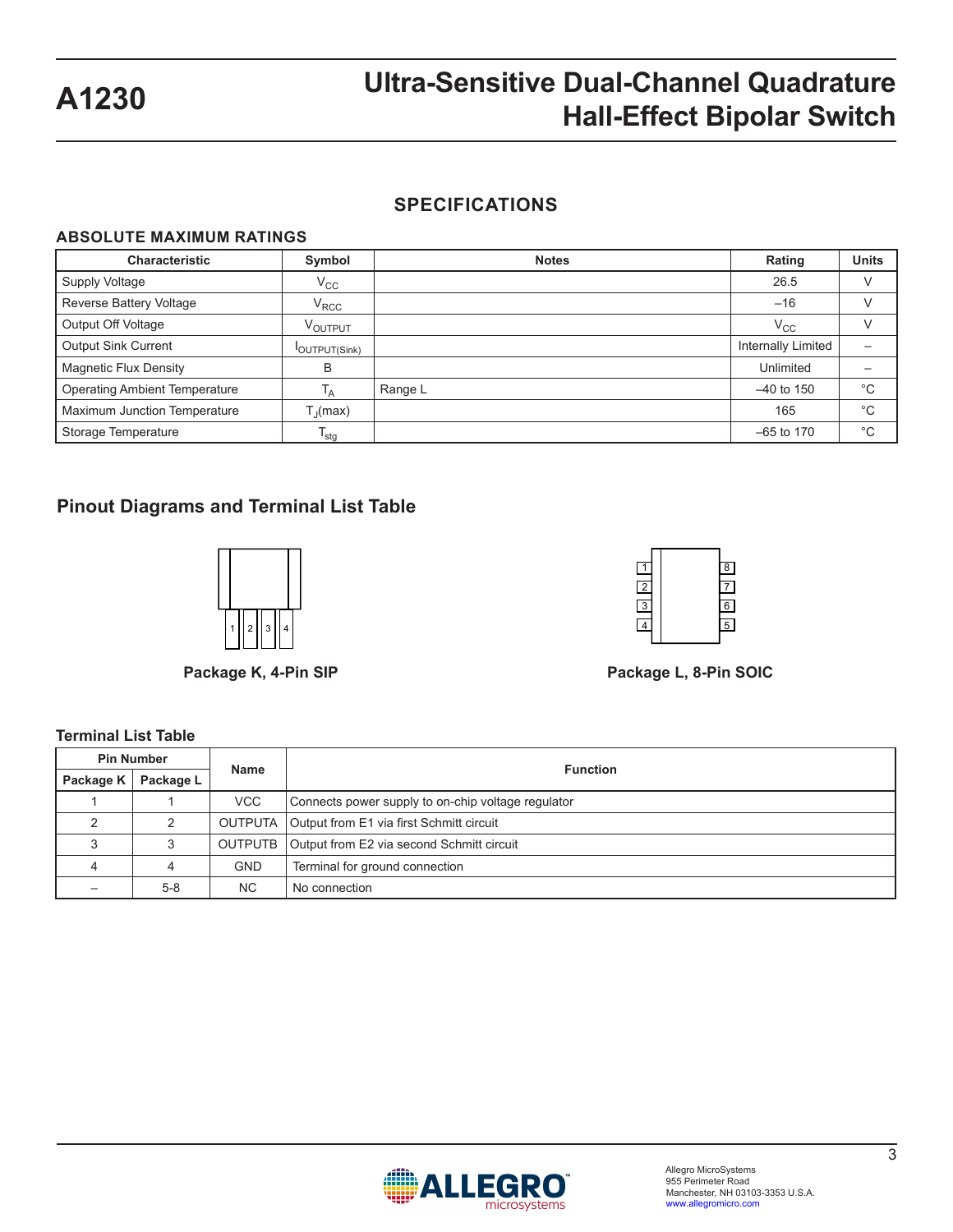## SPECIFICATIONS

### ABSOLUTE MAXIMUM RATINGS

| Characteristic | Symbol | Notes | Rating | Units |
|---|---|---|---|---|
| Supply Voltage | $V_{CC}$ | | 26.5 | V |
| Reverse Battery Voltage | $V_{RCC}$ | | –16 | V |
| Output Off Voltage | $V_{OUTPUT}$ | | $V_{CC}$ | V |
| Output Sink Current | $I_{OUTPUT(Sink)}$ | | Internally Limited | – |
| Magnetic Flux Density | B | | Unlimited | – |
| Operating Ambient Temperature | $T_A$ | Range L | –40 to 150 | °C |
| Maximum Junction Temperature | $T_J(max)$ | | 165 | °C |
| Storage Temperature | $T_{stg}$ | | –65 to 170 | °C |

### Pinout Diagrams and Terminal List Table

Package K, 4-Pin SIP

Package L, 8-Pin SOIC

### Terminal List Table

| Pin Number | | Name | Function |
|---|---|---|---|
| Package K | Package L | | |
| 1 | 1 | VCC | Connects power supply to on-chip voltage regulator |
| 2 | 2 | OUTPUTA | Output from E1 via first Schmitt circuit |
| 3 | 3 | OUTPUTB | Output from E2 via second Schmitt circuit |
| 4 | 4 | GND | Terminal for ground connection |
| – | 5-8 | NC | No connection |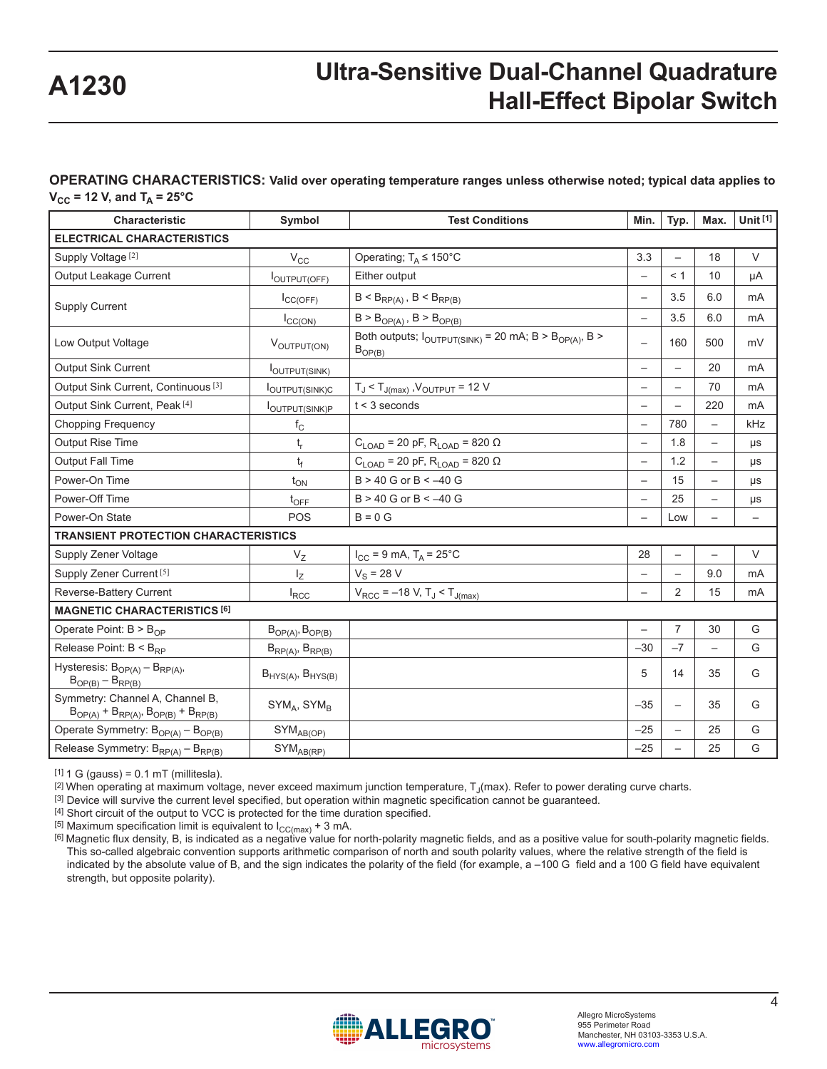**OPERATING CHARACTERISTICS:** Valid over operating temperature ranges unless otherwise noted; typical data applies to $V_{CC}$ = 12 V, and $T_A$ = 25°C

| Characteristic | Symbol | Test Conditions | Min. | Typ. | Max. | Unit [1] |
|---|---|---|---|---|---|---|
| **ELECTRICAL CHARACTERISTICS** | | | | | | |
| Supply Voltage [2] | $V_{CC}$ | Operating; $T_A$ ≤ 150°C | 3.3 | – | 18 | V |
| Output Leakage Current | $I_{OUTPUT(OFF)}$ | Either output | – | < 1 | 10 | μA |
| Supply Current | $I_{CC(OFF)}$ | $B < B_{RP(A)}$ , $B < B_{RP(B)}$ | – | 3.5 | 6.0 | mA |
| | $I_{CC(ON)}$ | $B > B_{OP(A)}$ , $B > B_{OP(B)}$ | – | 3.5 | 6.0 | mA |
| Low Output Voltage | $V_{OUTPUT(ON)}$ | Both outputs; $I_{OUTPUT(SINK)}$ = 20 mA; $B > B_{OP(A)}$, $B > B_{OP(B)}$ | – | 160 | 500 | mV |
| Output Sink Current | $I_{OUTPUT(SINK)}$ | | – | – | 20 | mA |
| Output Sink Current, Continuous [3] | $I_{OUTPUT(SINK)C}$ | $T_J < T_{J(max)}$ ,$V_{OUTPUT}$ = 12 V | – | – | 70 | mA |
| Output Sink Current, Peak [4] | $I_{OUTPUT(SINK)P}$ | t < 3 seconds | – | – | 220 | mA |
| Chopping Frequency | $f_C$ | | – | 780 | – | kHz |
| Output Rise Time | $t_r$ | $C_{LOAD}$ = 20 pF, $R_{LOAD}$ = 820 Ω | – | 1.8 | – | μs |
| Output Fall Time | $t_f$ | $C_{LOAD}$ = 20 pF, $R_{LOAD}$ = 820 Ω | – | 1.2 | – | μs |
| Power-On Time | $t_{ON}$ | B > 40 G or B < –40 G | – | 15 | – | μs |
| Power-Off Time | $t_{OFF}$ | B > 40 G or B < –40 G | – | 25 | – | μs |
| Power-On State | POS | B = 0 G | – | Low | – | – |
| **TRANSIENT PROTECTION CHARACTERISTICS** | | | | | | |
| Supply Zener Voltage | $V_Z$ | $I_{CC}$ = 9 mA, $T_A$ = 25°C | 28 | – | – | V |
| Supply Zener Current [5] | $I_Z$ | $V_S$ = 28 V | – | – | 9.0 | mA |
| Reverse-Battery Current | $I_{RCC}$ | $V_{RCC}$ = –18 V, $T_J < T_{J(max)}$ | – | 2 | 15 | mA |
| **MAGNETIC CHARACTERISTICS [6]** | | | | | | |
| Operate Point: $B > B_{OP}$ | $B_{OP(A)}$, $B_{OP(B)}$ | | – | 7 | 30 | G |
| Release Point: $B < B_{RP}$ | $B_{RP(A)}$, $B_{RP(B)}$ | | –30 | –7 | – | G |
| Hysteresis: $B_{OP(A)} – B_{RP(A)}$, $B_{OP(B)} – B_{RP(B)}$ | $B_{HYS(A)}$, $B_{HYS(B)}$ | | 5 | 14 | 35 | G |
| Symmetry: Channel A, Channel B, $B_{OP(A)} + B_{RP(A)}$, $B_{OP(B)} + B_{RP(B)}$ | $SYM_A$, $SYM_B$ | | –35 | – | 35 | G |
| Operate Symmetry: $B_{OP(A)} – B_{OP(B)}$ | $SYM_{AB(OP)}$ | | –25 | – | 25 | G |
| Release Symmetry: $B_{RP(A)} – B_{RP(B)}$ | $SYM_{AB(RP)}$ | | –25 | – | 25 | G |

[1] 1 G (gauss) = 0.1 mT (millitesla).

[2] When operating at maximum voltage, never exceed maximum junction temperature, $T_J$(max). Refer to power derating curve charts.

[3] Device will survive the current level specified, but operation within magnetic specification cannot be guaranteed.

[4] Short circuit of the output to VCC is protected for the time duration specified.

[5] Maximum specification limit is equivalent to $I_{CC(max)}$ + 3 mA.

[6] Magnetic flux density, B, is indicated as a negative value for north-polarity magnetic fields, and as a positive value for south-polarity magnetic fields. This so-called algebraic convention supports arithmetic comparison of north and south polarity values, where the relative strength of the field is indicated by the absolute value of B, and the sign indicates the polarity of the field (for example, a –100 G field and a 100 G field have equivalent strength, but opposite polarity).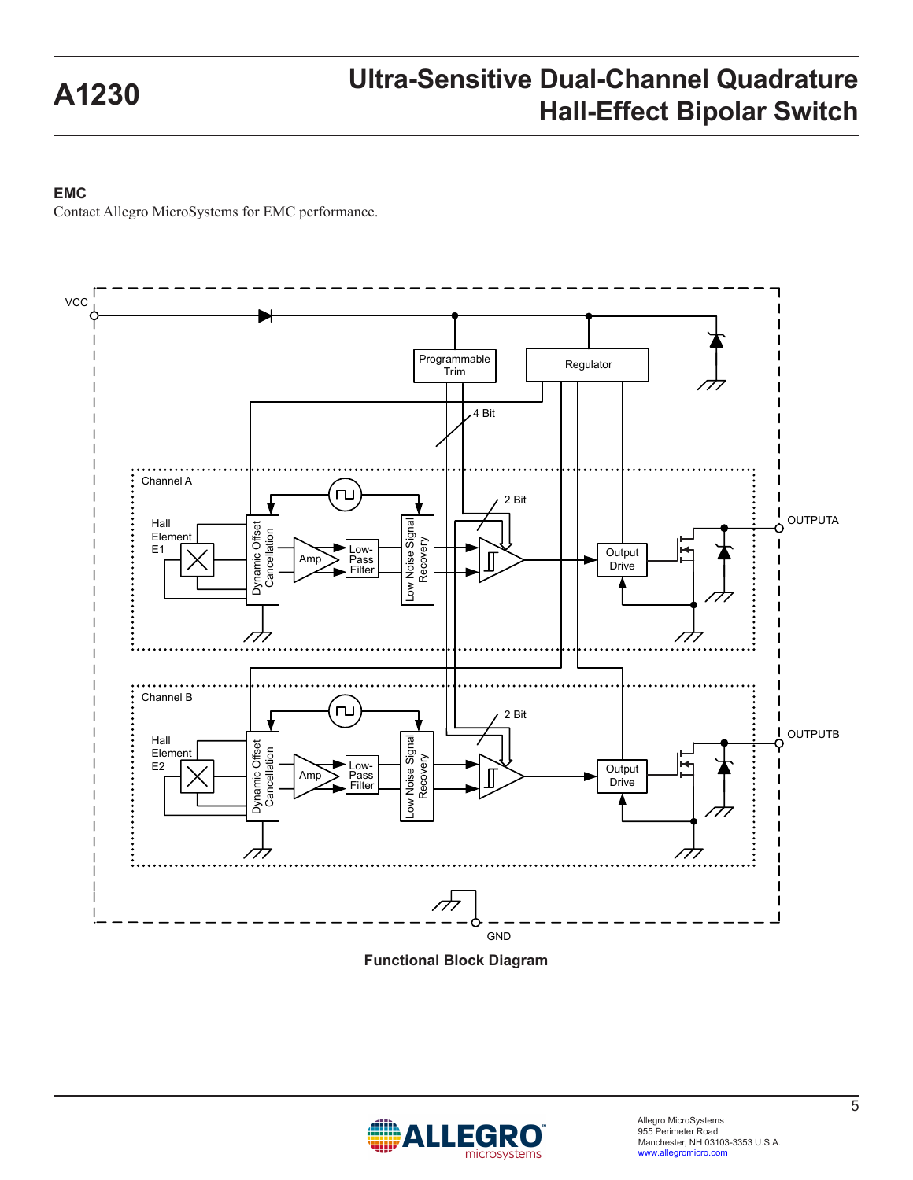## EMC

Contact Allegro MicroSystems for EMC performance.

VCC

Programmable Trim

Regulator

4 Bit

Channel A

Hall Element E1

Dynamic Offset Cancellation

Amp

Low-Pass Filter

Low Noise Signal Recovery

2 Bit

Output Drive

OUTPUTA

Channel B

Hall Element E2

Dynamic Offset Cancellation

Amp

Low-Pass Filter

Low Noise Signal Recovery

2 Bit

Output Drive

OUTPUTB

GND

**Functional Block Diagram**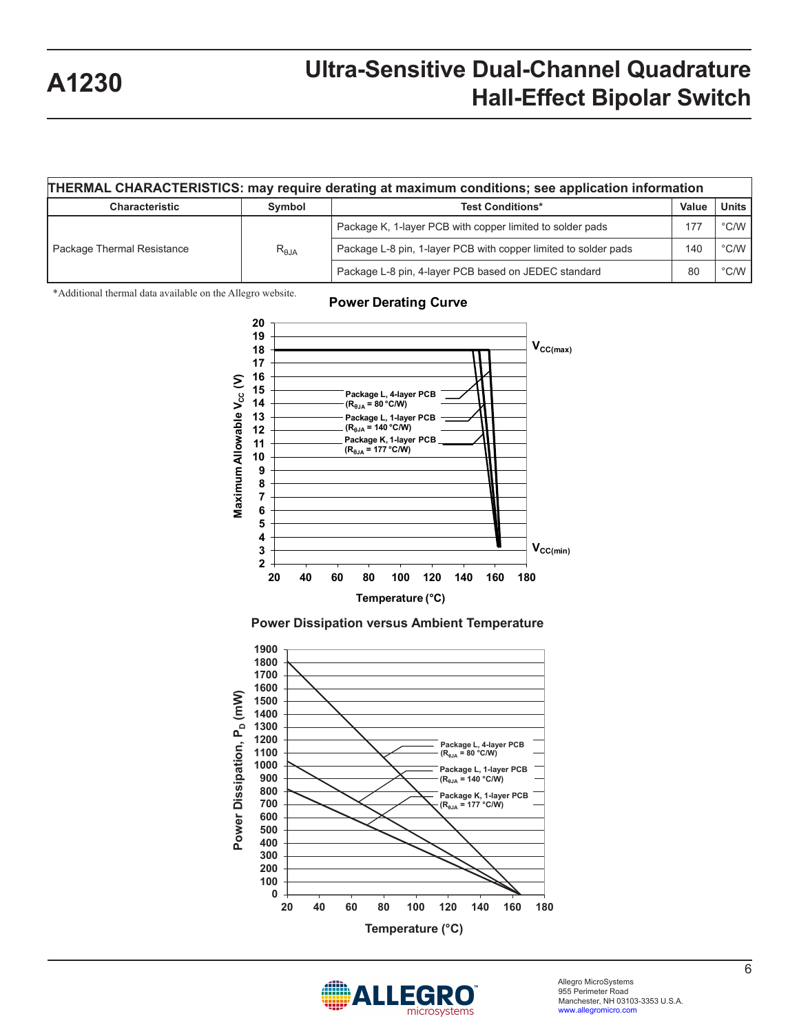## THERMAL CHARACTERISTICS: may require derating at maximum conditions; see application information

| Characteristic | Symbol | Test Conditions* | Value | Units |
|---|---|---|---|---|
| Package Thermal Resistance | $R_{\theta JA}$ | Package K, 1-layer PCB with copper limited to solder pads | 177 | °C/W |
| | | Package L-8 pin, 1-layer PCB with copper limited to solder pads | 140 | °C/W |
| | | Package L-8 pin, 4-layer PCB based on JEDEC standard | 80 | °C/W |

*Additional thermal data available on the Allegro website.

### Power Derating Curve

### Power Dissipation versus Ambient Temperature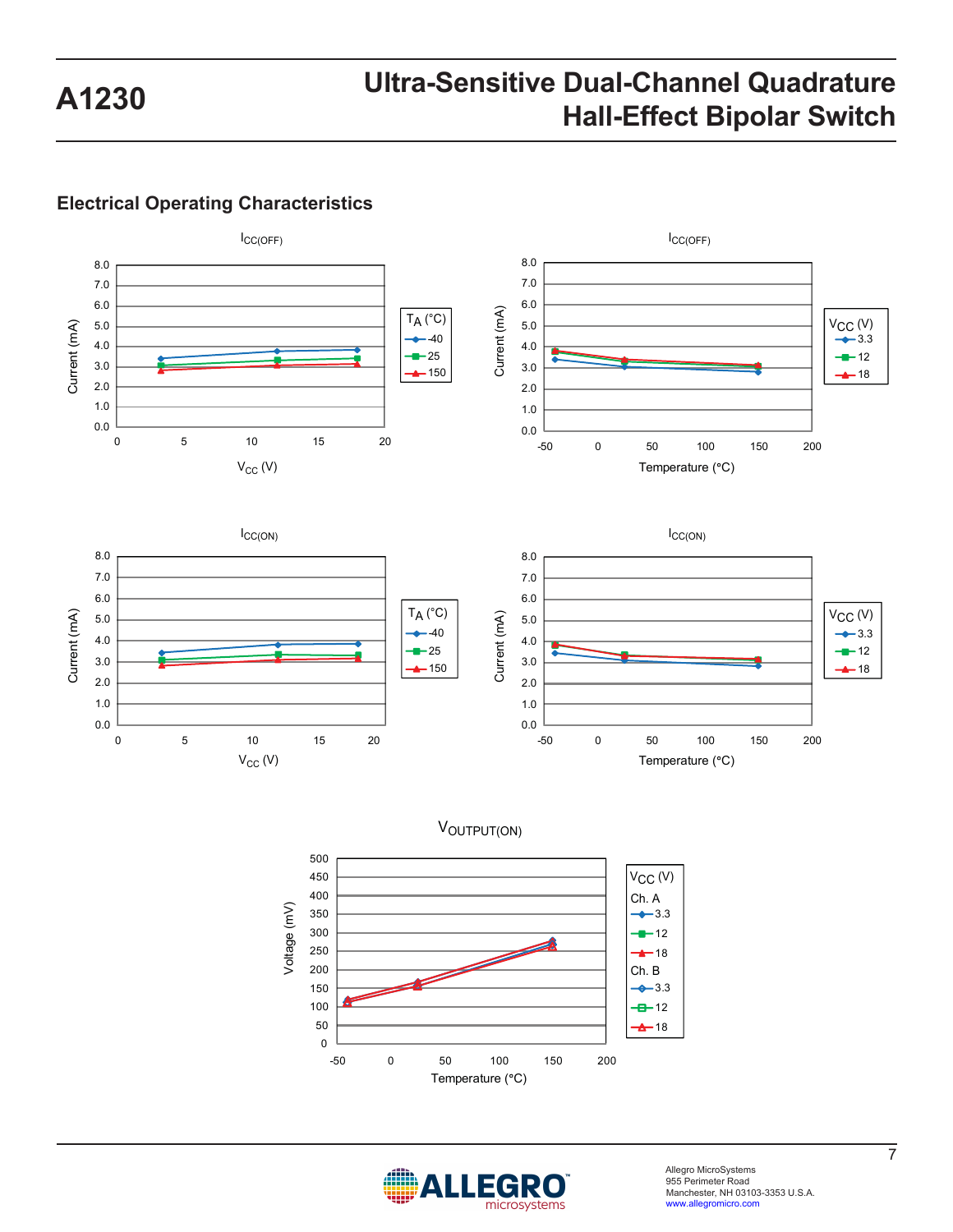## Electrical Operating Characteristics

$I_{CC(OFF)}$

Current (mA) vs. $V_{CC}$ (V); $T_A$ (°C): -40, 25, 150

$I_{CC(OFF)}$

Current (mA) vs. Temperature (°C); $V_{CC}$ (V): 3.3, 12, 18

$I_{CC(ON)}$

Current (mA) vs. $V_{CC}$ (V); $T_A$ (°C): -40, 25, 150

$I_{CC(ON)}$

Current (mA) vs. Temperature (°C); $V_{CC}$ (V): 3.3, 12, 18

$V_{OUTPUT(ON)}$

Voltage (mV) vs. Temperature (°C); $V_{CC}$ (V): Ch. A: 3.3, 12, 18; Ch. B: 3.3, 12, 18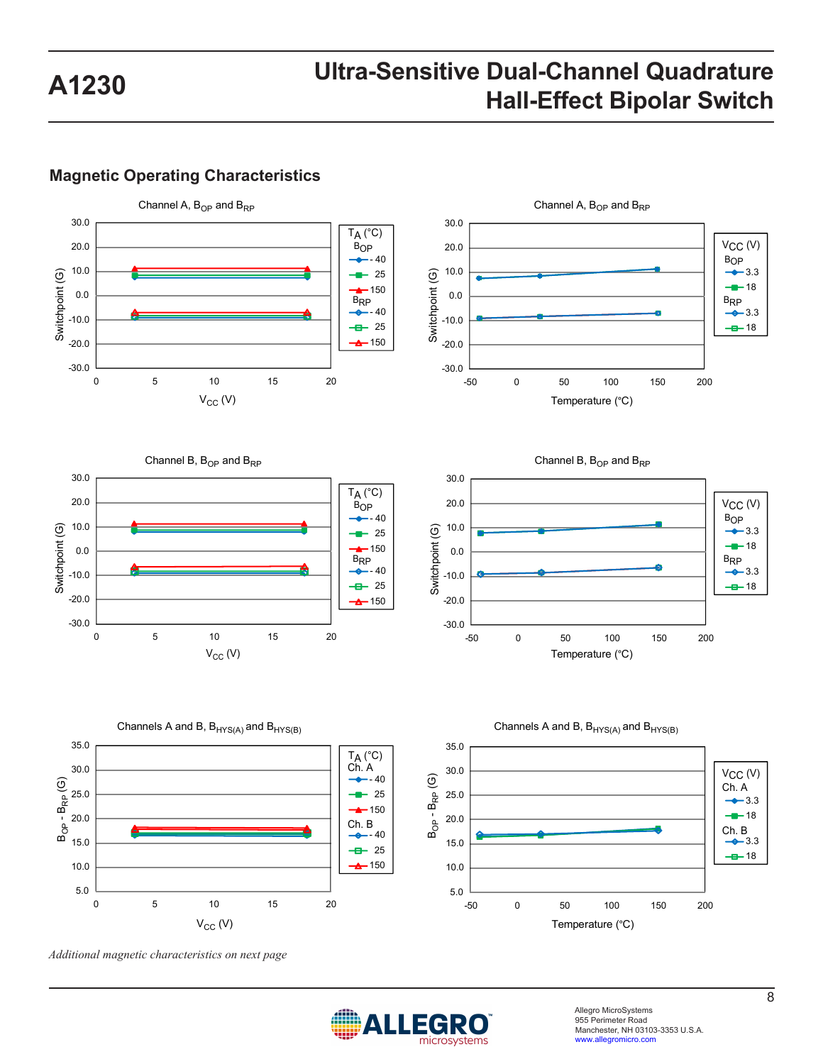## Magnetic Operating Characteristics

Channel A, $B_{OP}$ and $B_{RP}$

$T_A$ (°C): $B_{OP}$ -40, 25, 150; $B_{RP}$ -40, 25, 150

Switchpoint (G) vs. $V_{CC}$ (V)

Channel A, $B_{OP}$ and $B_{RP}$

$V_{CC}$ (V): $B_{OP}$ 3.3, 18; $B_{RP}$ 3.3, 18

Switchpoint (G) vs. Temperature (°C)

Channel B, $B_{OP}$ and $B_{RP}$

$T_A$ (°C): $B_{OP}$ -40, 25, 150; $B_{RP}$ -40, 25, 150

Switchpoint (G) vs. $V_{CC}$ (V)

Channel B, $B_{OP}$ and $B_{RP}$

$V_{CC}$ (V): $B_{OP}$ 3.3, 18; $B_{RP}$ 3.3, 18

Switchpoint (G) vs. Temperature (°C)

Channels A and B, $B_{HYS(A)}$ and $B_{HYS(B)}$

$T_A$ (°C): Ch. A -40, 25, 150; Ch. B -40, 25, 150

$B_{OP} - B_{RP}$ (G) vs. $V_{CC}$ (V)

Channels A and B, $B_{HYS(A)}$ and $B_{HYS(B)}$

$V_{CC}$ (V): Ch. A 3.3, 18; Ch. B 3.3, 18

$B_{OP} - B_{RP}$ (G) vs. Temperature (°C)

*Additional magnetic characteristics on next page*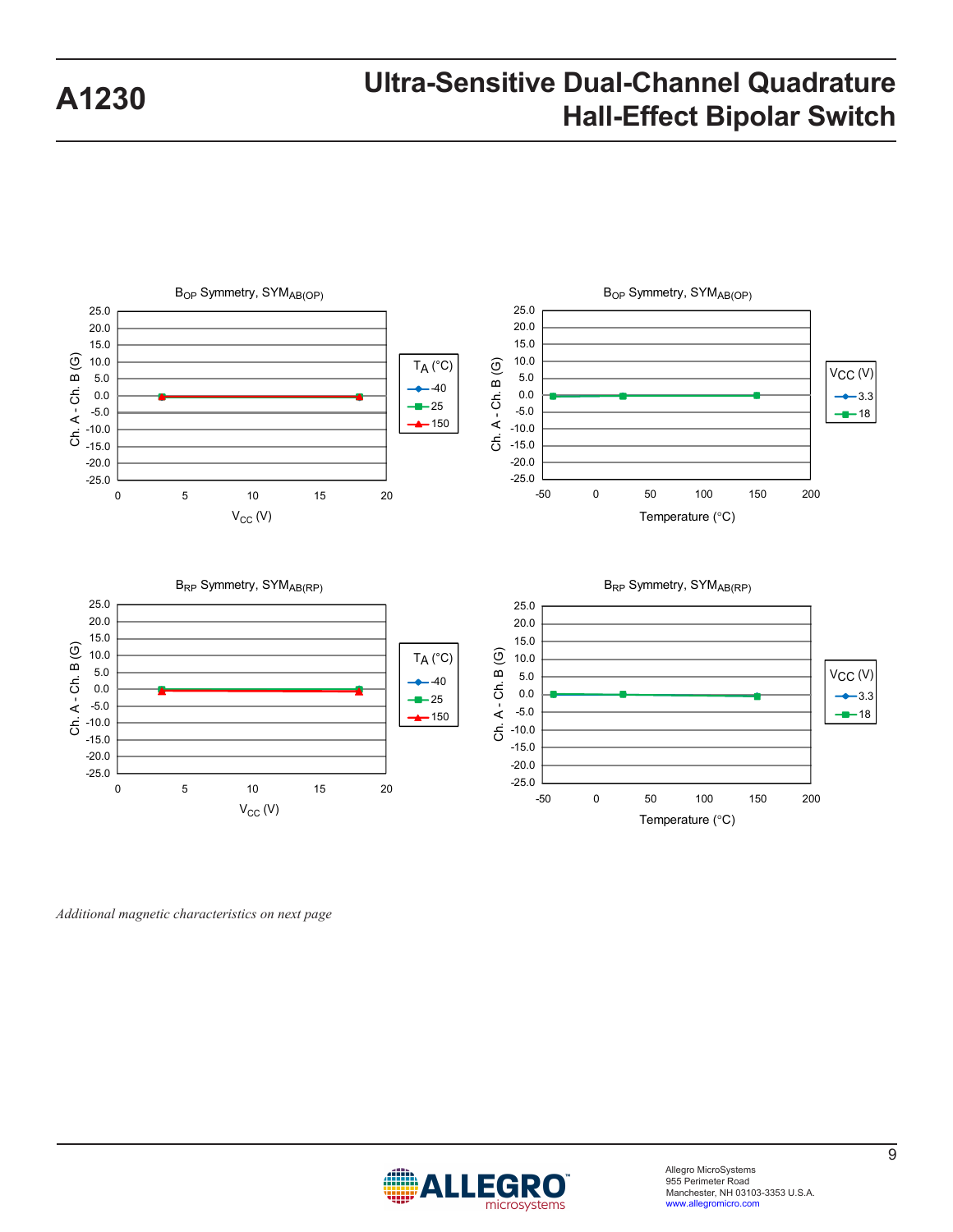$B_{OP}$ Symmetry, $SYM_{AB(OP)}$

Ch. A - Ch. B (G)

$T_A$ (°C): -40, 25, 150

$V_{CC}$ (V)

$B_{OP}$ Symmetry, $SYM_{AB(OP)}$

Ch. A - Ch. B (G)

$V_{CC}$ (V): 3.3, 18

Temperature (°C)

$B_{RP}$ Symmetry, $SYM_{AB(RP)}$

Ch. A - Ch. B (G)

$T_A$ (°C): -40, 25, 150

$V_{CC}$ (V)

$B_{RP}$ Symmetry, $SYM_{AB(RP)}$

Ch. A - Ch. B (G)

$V_{CC}$ (V): 3.3, 18

Temperature (°C)

*Additional magnetic characteristics on next page*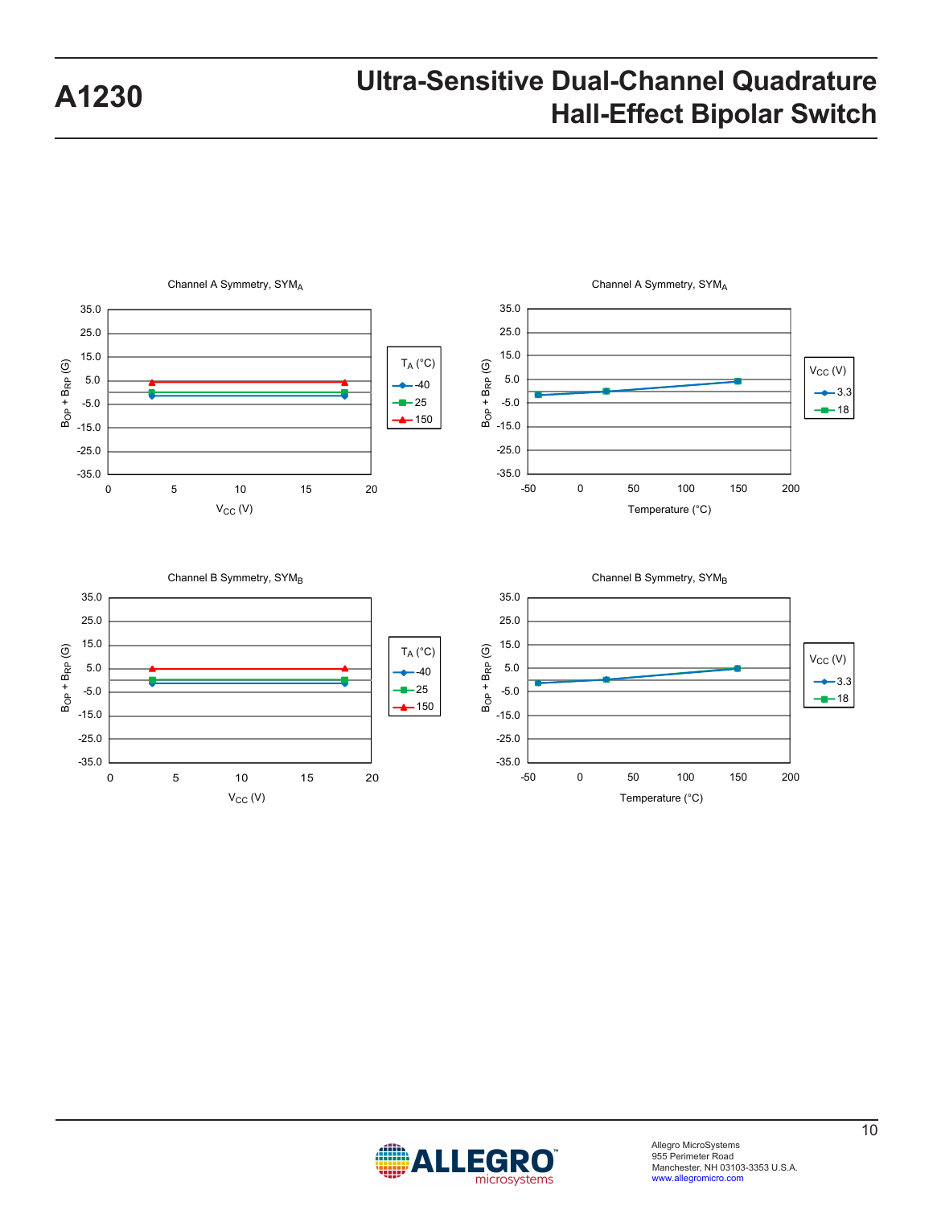Channel A Symmetry, $SYM_A$

$B_{OP} + B_{RP}$ (G) vs. $V_{CC}$ (V)

$T_A$ (°C): -40, 25, 150

Channel A Symmetry, $SYM_A$

$B_{OP} + B_{RP}$ (G) vs. Temperature (°C)

$V_{CC}$ (V): 3.3, 18

Channel B Symmetry, $SYM_B$

$B_{OP} + B_{RP}$ (G) vs. $V_{CC}$ (V)

$T_A$ (°C): -40, 25, 150

Channel B Symmetry, $SYM_B$

$B_{OP} + B_{RP}$ (G) vs. Temperature (°C)

$V_{CC}$ (V): 3.3, 18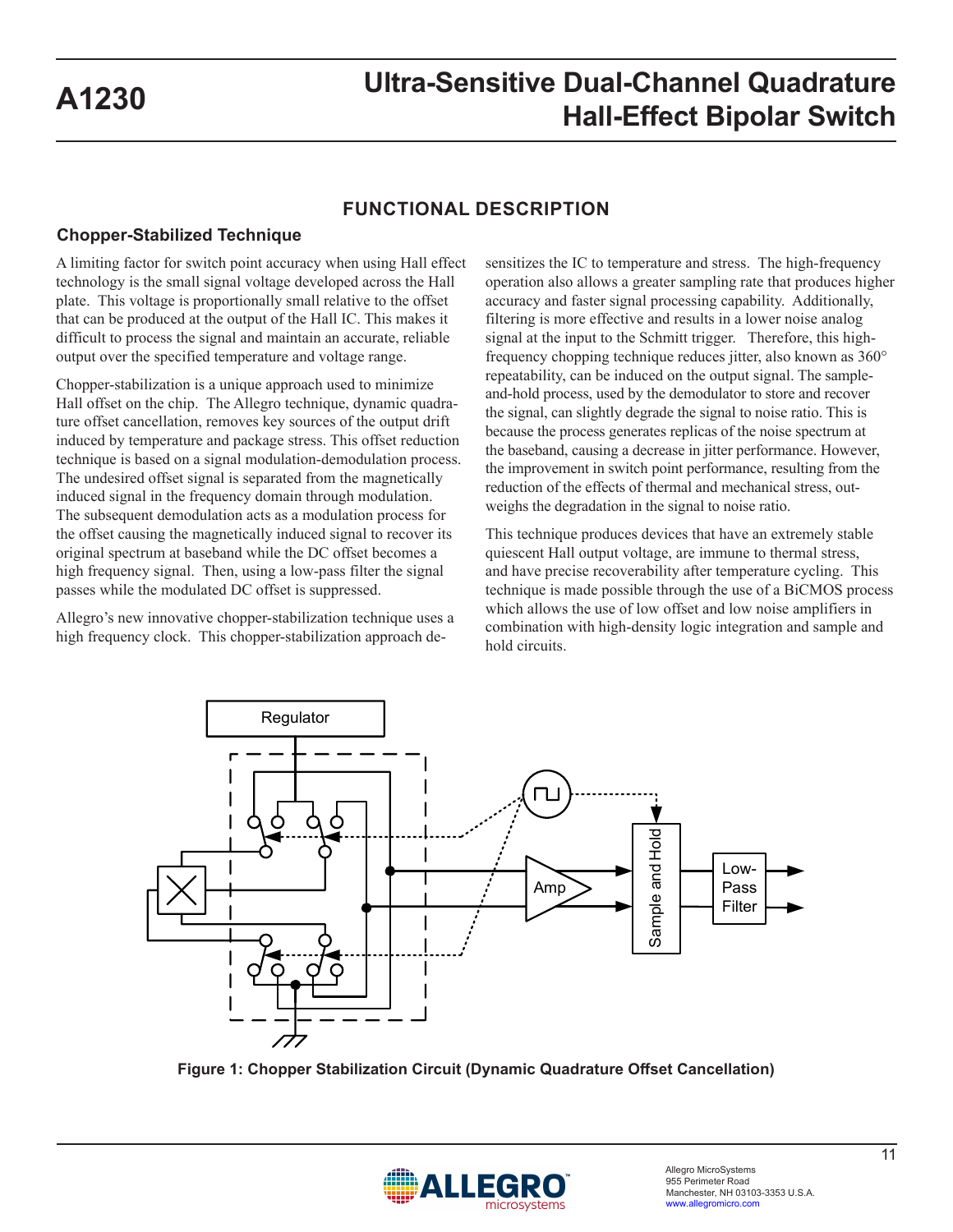## FUNCTIONAL DESCRIPTION

### Chopper-Stabilized Technique

A limiting factor for switch point accuracy when using Hall effect technology is the small signal voltage developed across the Hall plate. This voltage is proportionally small relative to the offset that can be produced at the output of the Hall IC. This makes it difficult to process the signal and maintain an accurate, reliable output over the specified temperature and voltage range.

Chopper-stabilization is a unique approach used to minimize Hall offset on the chip. The Allegro technique, dynamic quadrature offset cancellation, removes key sources of the output drift induced by temperature and package stress. This offset reduction technique is based on a signal modulation-demodulation process. The undesired offset signal is separated from the magnetically induced signal in the frequency domain through modulation. The subsequent demodulation acts as a modulation process for the offset causing the magnetically induced signal to recover its original spectrum at baseband while the DC offset becomes a high frequency signal. Then, using a low-pass filter the signal passes while the modulated DC offset is suppressed.

Allegro's new innovative chopper-stabilization technique uses a high frequency clock. This chopper-stabilization approach desensitizes the IC to temperature and stress. The high-frequency operation also allows a greater sampling rate that produces higher accuracy and faster signal processing capability. Additionally, filtering is more effective and results in a lower noise analog signal at the input to the Schmitt trigger. Therefore, this high-frequency chopping technique reduces jitter, also known as 360° repeatability, can be induced on the output signal. The sample-and-hold process, used by the demodulator to store and recover the signal, can slightly degrade the signal to noise ratio. This is because the process generates replicas of the noise spectrum at the baseband, causing a decrease in jitter performance. However, the improvement in switch point performance, resulting from the reduction of the effects of thermal and mechanical stress, outweighs the degradation in the signal to noise ratio.

This technique produces devices that have an extremely stable quiescent Hall output voltage, are immune to thermal stress, and have precise recoverability after temperature cycling. This technique is made possible through the use of a BiCMOS process which allows the use of low offset and low noise amplifiers in combination with high-density logic integration and sample and hold circuits.

Figure 1: Chopper Stabilization Circuit (Dynamic Quadrature Offset Cancellation)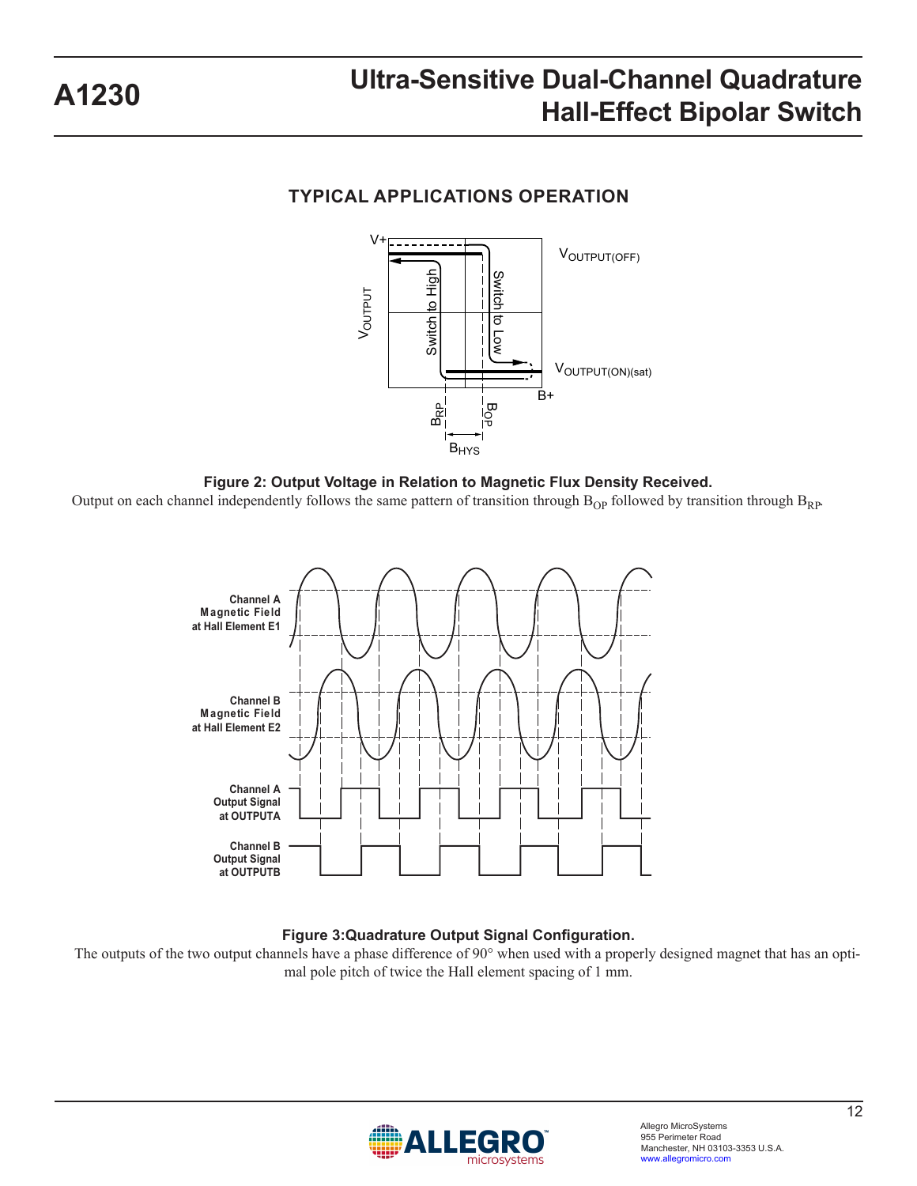## TYPICAL APPLICATIONS OPERATION

**Figure 2: Output Voltage in Relation to Magnetic Flux Density Received.**

Output on each channel independently follows the same pattern of transition through $B_{OP}$ followed by transition through $B_{RP}$.

**Figure 3:Quadrature Output Signal Configuration.**

The outputs of the two output channels have a phase difference of 90° when used with a properly designed magnet that has an optimal pole pitch of twice the Hall element spacing of 1 mm.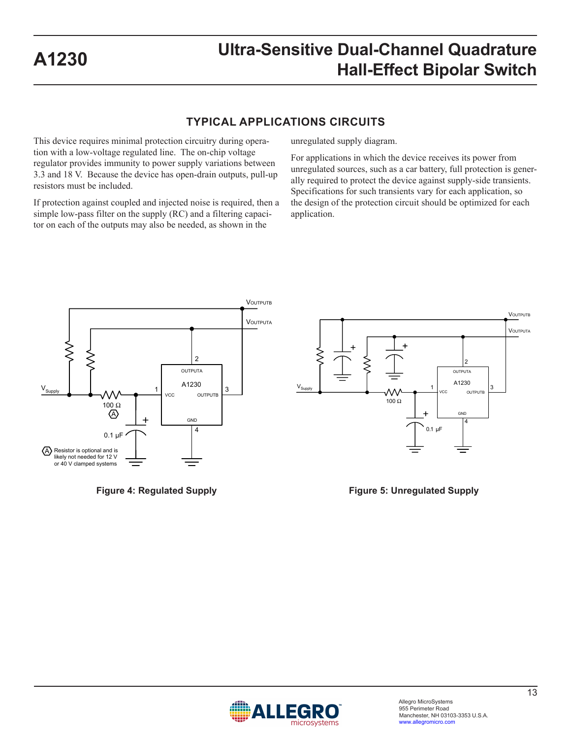## TYPICAL APPLICATIONS CIRCUITS

This device requires minimal protection circuitry during operation with a low-voltage regulated line. The on-chip voltage regulator provides immunity to power supply variations between 3.3 and 18 V. Because the device has open-drain outputs, pull-up resistors must be included.

If protection against coupled and injected noise is required, then a simple low-pass filter on the supply (RC) and a filtering capacitor on each of the outputs may also be needed, as shown in the unregulated supply diagram.

For applications in which the device receives its power from unregulated sources, such as a car battery, full protection is generally required to protect the device against supply-side transients. Specifications for such transients vary for each application, so the design of the protection circuit should be optimized for each application.

Figure 4: Regulated Supply

Figure 5: Unregulated Supply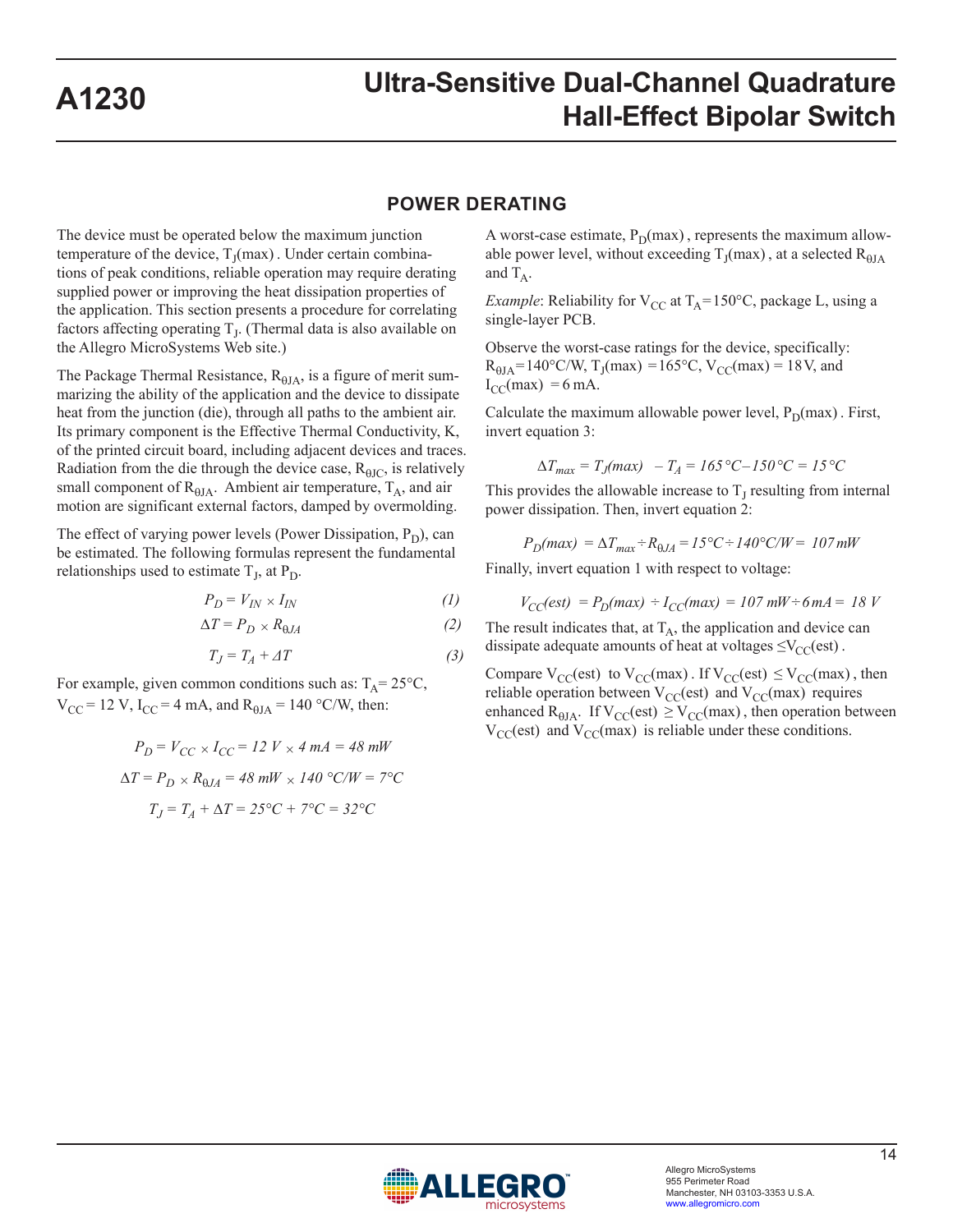## POWER DERATING

The device must be operated below the maximum junction temperature of the device, $T_J(max)$. Under certain combinations of peak conditions, reliable operation may require derating supplied power or improving the heat dissipation properties of the application. This section presents a procedure for correlating factors affecting operating $T_J$. (Thermal data is also available on the Allegro MicroSystems Web site.)

The Package Thermal Resistance, $R_{\theta JA}$, is a figure of merit summarizing the ability of the application and the device to dissipate heat from the junction (die), through all paths to the ambient air. Its primary component is the Effective Thermal Conductivity, K, of the printed circuit board, including adjacent devices and traces. Radiation from the die through the device case, $R_{\theta JC}$, is relatively small component of $R_{\theta JA}$. Ambient air temperature, $T_A$, and air motion are significant external factors, damped by overmolding.

The effect of varying power levels (Power Dissipation, $P_D$), can be estimated. The following formulas represent the fundamental relationships used to estimate $T_J$, at $P_D$.

$$P_D = V_{IN} \times I_{IN} \tag{1}$$

$$\Delta T = P_D \times R_{\theta JA} \tag{2}$$

$$T_J = T_A + \Delta T \tag{3}$$

For example, given common conditions such as: $T_A$= 25°C, $V_{CC}$ = 12 V, $I_{CC}$ = 4 mA, and $R_{\theta JA}$ = 140 °C/W, then:

$$P_D = V_{CC} \times I_{CC} = 12\ V \times 4\ mA = 48\ mW$$

$$\Delta T = P_D \times R_{\theta JA} = 48\ mW \times 140\ °C/W = 7°C$$

$$T_J = T_A + \Delta T = 25°C + 7°C = 32°C$$

A worst-case estimate, $P_D(max)$, represents the maximum allowable power level, without exceeding $T_J(max)$, at a selected $R_{\theta JA}$ and $T_A$.

*Example*: Reliability for $V_{CC}$ at $T_A$=150°C, package L, using a single-layer PCB.

Observe the worst-case ratings for the device, specifically: $R_{\theta JA}$=140°C/W, $T_J(max)$ =165°C, $V_{CC}(max)$ = 18 V, and $I_{CC}(max)$ = 6 mA.

Calculate the maximum allowable power level, $P_D(max)$. First, invert equation 3:

$$\Delta T_{max} = T_J(max) - T_A = 165°C - 150°C = 15°C$$

This provides the allowable increase to $T_J$ resulting from internal power dissipation. Then, invert equation 2:

$$P_D(max) = \Delta T_{max} \div R_{\theta JA} = 15°C \div 140°C/W = 107\ mW$$

Finally, invert equation 1 with respect to voltage:

$$V_{CC}(est) = P_D(max) \div I_{CC}(max) = 107\ mW \div 6\ mA = 18\ V$$

The result indicates that, at $T_A$, the application and device can dissipate adequate amounts of heat at voltages $\leq V_{CC}(est)$.

Compare $V_{CC}(est)$ to $V_{CC}(max)$. If $V_{CC}(est) \leq V_{CC}(max)$, then reliable operation between $V_{CC}(est)$ and $V_{CC}(max)$ requires enhanced $R_{\theta JA}$. If $V_{CC}(est) \geq V_{CC}(max)$, then operation between $V_{CC}(est)$ and $V_{CC}(max)$ is reliable under these conditions.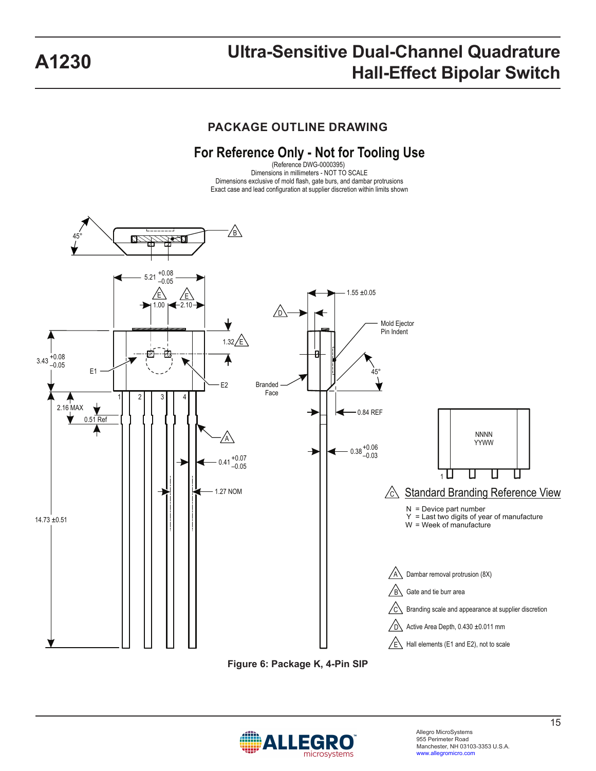## PACKAGE OUTLINE DRAWING

### For Reference Only - Not for Tooling Use

(Reference DWG-0000395)
Dimensions in millimeters - NOT TO SCALE
Dimensions exclusive of mold flash, gate burs, and dambar protrusions
Exact case and lead configuration at supplier discretion within limits shown

Standard Branding Reference View

N = Device part number
Y = Last two digits of year of manufacture
W = Week of manufacture

A Dambar removal protrusion (8X)

B Gate and tie burr area

C Branding scale and appearance at supplier discretion

D Active Area Depth, 0.430 ±0.011 mm

E Hall elements (E1 and E2), not to scale

**Figure 6: Package K, 4-Pin SIP**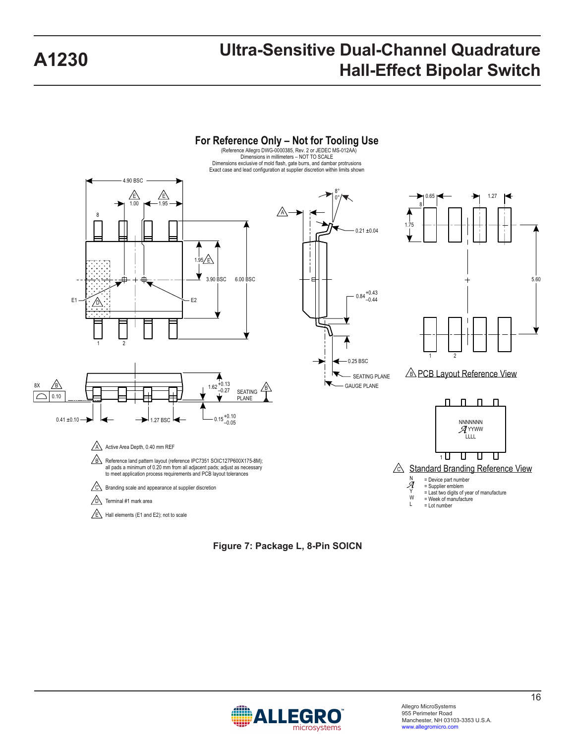## For Reference Only – Not for Tooling Use

(Reference Allegro DWG-0000385, Rev. 2 or JEDEC MS-012AA)
Dimensions in millimeters – NOT TO SCALE
Dimensions exclusive of mold flash, gate burrs, and dambar protrusions
Exact case and lead configuration at supplier discretion within limits shown

4.90 BSC

E 1.00 E 1.95

8

1.95 E

3.90 BSC 6.00 BSC

E1 D E2

1 2

A

8°
0°

0.21 ±0.04

$0.84^{+0.43}_{-0.44}$

0.25 BSC

SEATING PLANE

GAUGE PLANE

0.65 1.27

8

1.75

5.60

1 2

B PCB Layout Reference View

8X B 0.10

$1.62^{+0.13}_{-0.27}$

SEATING PLANE B

0.41 ±0.10

1.27 BSC

$0.15^{+0.10}_{-0.05}$

NNNNNNN
YYWW
LLLL

1

C Standard Branding Reference View

N = Device part number
= Supplier emblem
Y = Last two digits of year of manufacture
W = Week of manufacture
L = Lot number

A Active Area Depth, 0.40 mm REF

B Reference land pattern layout (reference IPC7351 SOIC127P600X175-8M); all pads a minimum of 0.20 mm from all adjacent pads; adjust as necessary to meet application process requirements and PCB layout tolerances

C Branding scale and appearance at supplier discretion

D Terminal #1 mark area

E Hall elements (E1 and E2); not to scale

**Figure 7: Package L, 8-Pin SOICN**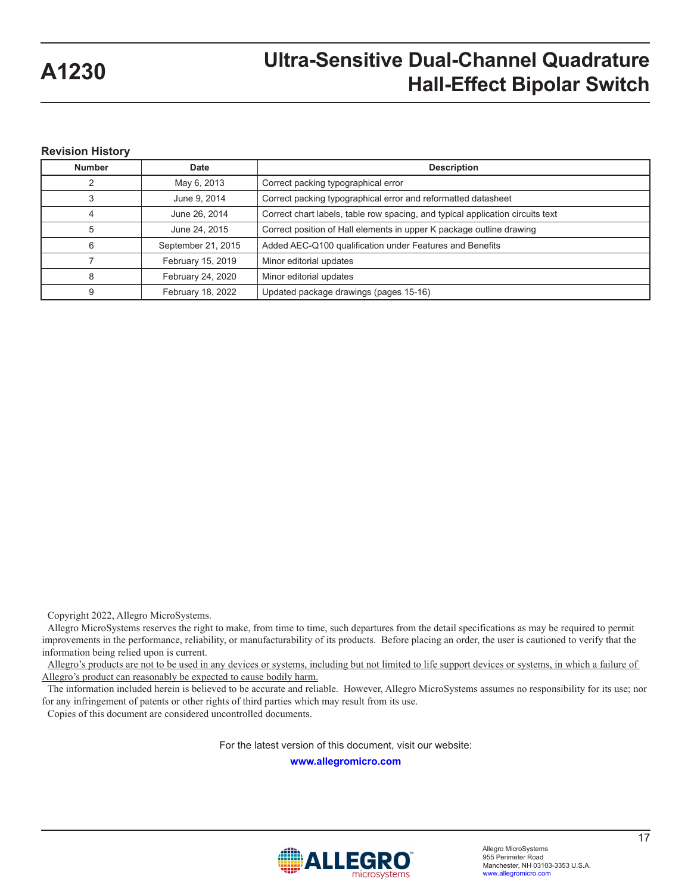### Revision History

| Number | Date | Description |
| --- | --- | --- |
| 2 | May 6, 2013 | Correct packing typographical error |
| 3 | June 9, 2014 | Correct packing typographical error and reformatted datasheet |
| 4 | June 26, 2014 | Correct chart labels, table row spacing, and typical application circuits text |
| 5 | June 24, 2015 | Correct position of Hall elements in upper K package outline drawing |
| 6 | September 21, 2015 | Added AEC-Q100 qualification under Features and Benefits |
| 7 | February 15, 2019 | Minor editorial updates |
| 8 | February 24, 2020 | Minor editorial updates |
| 9 | February 18, 2022 | Updated package drawings (pages 15-16) |

Copyright 2022, Allegro MicroSystems.

Allegro MicroSystems reserves the right to make, from time to time, such departures from the detail specifications as may be required to permit improvements in the performance, reliability, or manufacturability of its products. Before placing an order, the user is cautioned to verify that the information being relied upon is current.

Allegro's products are not to be used in any devices or systems, including but not limited to life support devices or systems, in which a failure of Allegro's product can reasonably be expected to cause bodily harm.

The information included herein is believed to be accurate and reliable. However, Allegro MicroSystems assumes no responsibility for its use; nor for any infringement of patents or other rights of third parties which may result from its use.

Copies of this document are considered uncontrolled documents.

For the latest version of this document, visit our website:

**www.allegromicro.com**